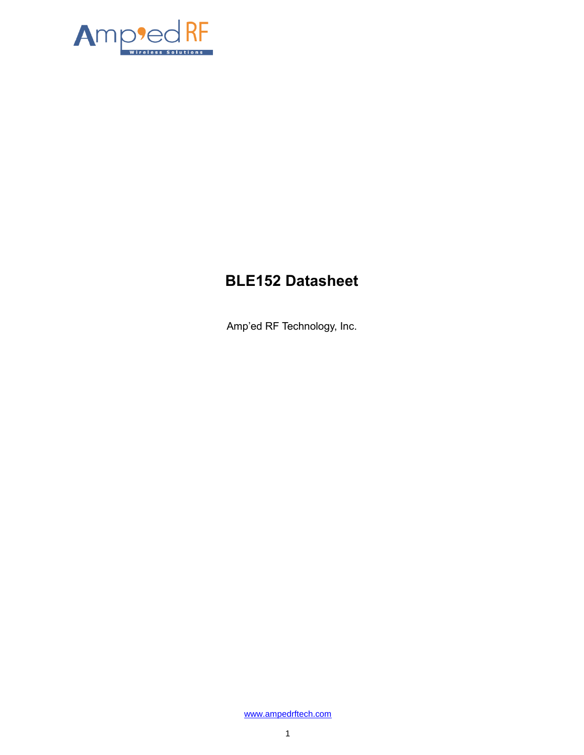# BLE152 Datasheet

Amp'ed RF Technology, Inc.

www.ampedrftech.com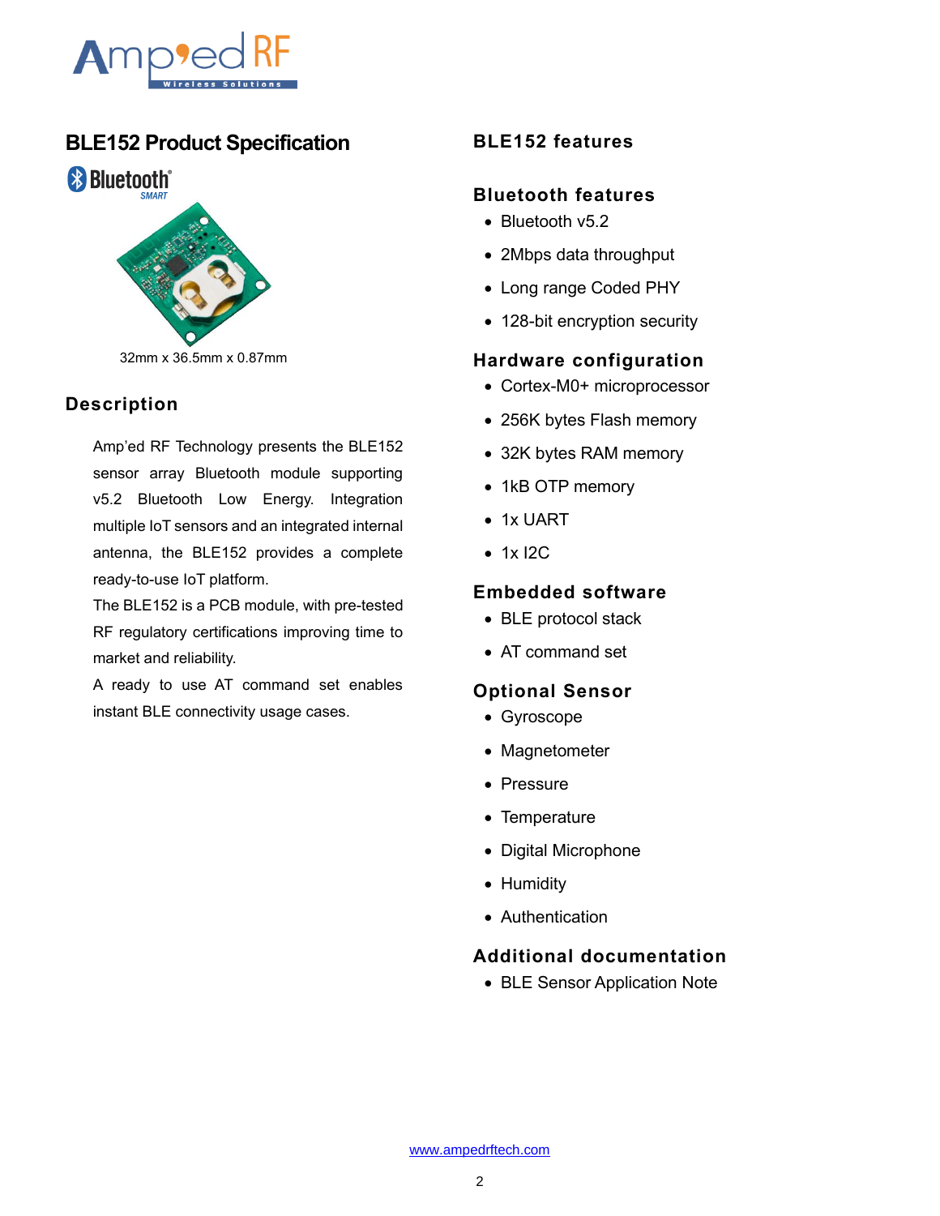# BLE152 Product Specification

32mm x 36.5mm x 0.87mm

## Description

Amp'ed RF Technology presents the BLE152 sensor array Bluetooth module supporting v5.2 Bluetooth Low Energy. Integration multiple IoT sensors and an integrated internal antenna, the BLE152 provides a complete ready-to-use IoT platform.

The BLE152 is a PCB module, with pre-tested RF regulatory certifications improving time to market and reliability.

A ready to use AT command set enables instant BLE connectivity usage cases.

## BLE152 features

### Bluetooth features

- Bluetooth v5.2
- 2Mbps data throughput
- Long range Coded PHY
- 128-bit encryption security

### Hardware configuration

- Cortex-M0+ microprocessor
- 256K bytes Flash memory
- 32K bytes RAM memory
- 1kB OTP memory
- 1x UART
- 1x I2C

### Embedded software

- BLE protocol stack
- AT command set

### Optional Sensor

- Gyroscope
- Magnetometer
- Pressure
- Temperature
- Digital Microphone
- Humidity
- Authentication

### Additional documentation

- BLE Sensor Application Note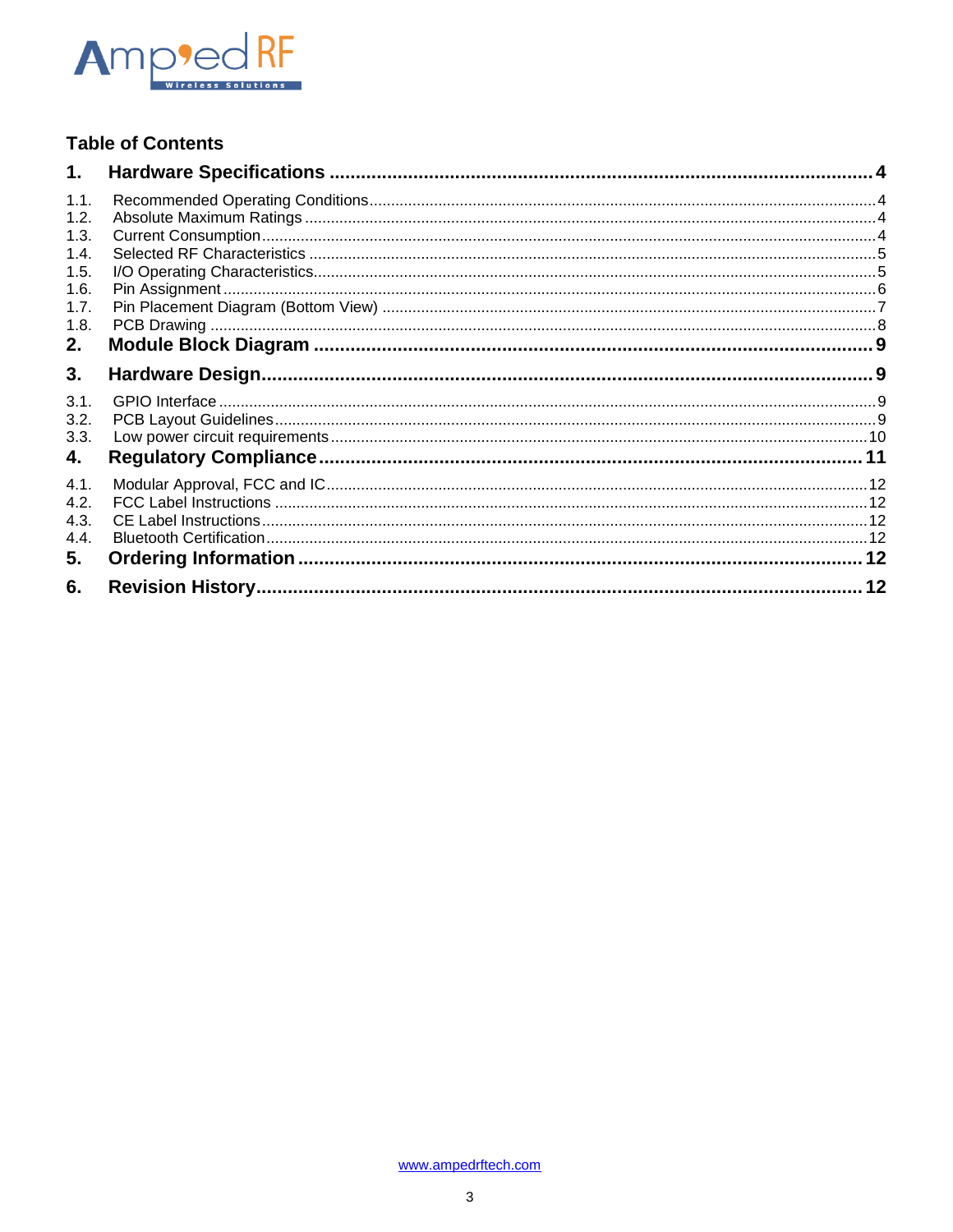## Table of Contents

**1. Hardware Specifications** ............ **4**

1.1. Recommended Operating Conditions ............ 4
1.2. Absolute Maximum Ratings ............ 4
1.3. Current Consumption ............ 4
1.4. Selected RF Characteristics ............ 5
1.5. I/O Operating Characteristics ............ 5
1.6. Pin Assignment ............ 6
1.7. Pin Placement Diagram (Bottom View) ............ 7
1.8. PCB Drawing ............ 8

**2. Module Block Diagram** ............ **9**

**3. Hardware Design** ............ **9**

3.1. GPIO Interface ............ 9
3.2. PCB Layout Guidelines ............ 9
3.3. Low power circuit requirements ............ 10

**4. Regulatory Compliance** ............ **11**

4.1. Modular Approval, FCC and IC ............ 12
4.2. FCC Label Instructions ............ 12
4.3. CE Label Instructions ............ 12
4.4. Bluetooth Certification ............ 12

**5. Ordering Information** ............ **12**

**6. Revision History** ............ **12**

www.ampedrftech.com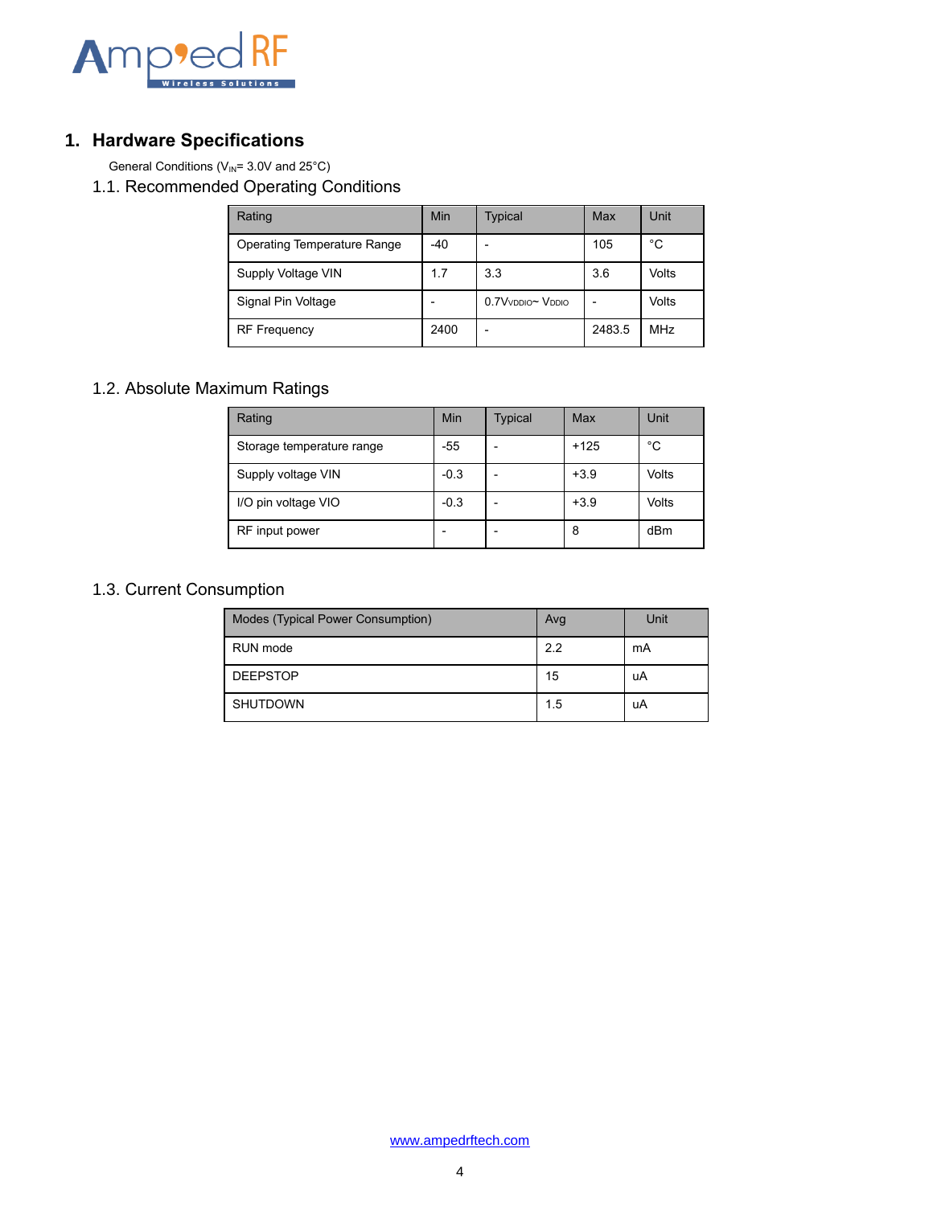# 1. Hardware Specifications

General Conditions ($V_{IN}$= 3.0V and 25°C)

## 1.1. Recommended Operating Conditions

| Rating | Min | Typical | Max | Unit |
|---|---|---|---|---|
| Operating Temperature Range | -40 | - | 105 | °C |
| Supply Voltage VIN | 1.7 | 3.3 | 3.6 | Volts |
| Signal Pin Voltage | - | $0.7V_{VDDIO}$~ $V_{DDIO}$ | - | Volts |
| RF Frequency | 2400 | - | 2483.5 | MHz |

## 1.2. Absolute Maximum Ratings

| Rating | Min | Typical | Max | Unit |
|---|---|---|---|---|
| Storage temperature range | -55 | - | +125 | °C |
| Supply voltage VIN | -0.3 | - | +3.9 | Volts |
| I/O pin voltage VIO | -0.3 | - | +3.9 | Volts |
| RF input power | - | - | 8 | dBm |

## 1.3. Current Consumption

| Modes (Typical Power Consumption) | Avg | Unit |
|---|---|---|
| RUN mode | 2.2 | mA |
| DEEPSTOP | 15 | uA |
| SHUTDOWN | 1.5 | uA |

www.ampedrftech.com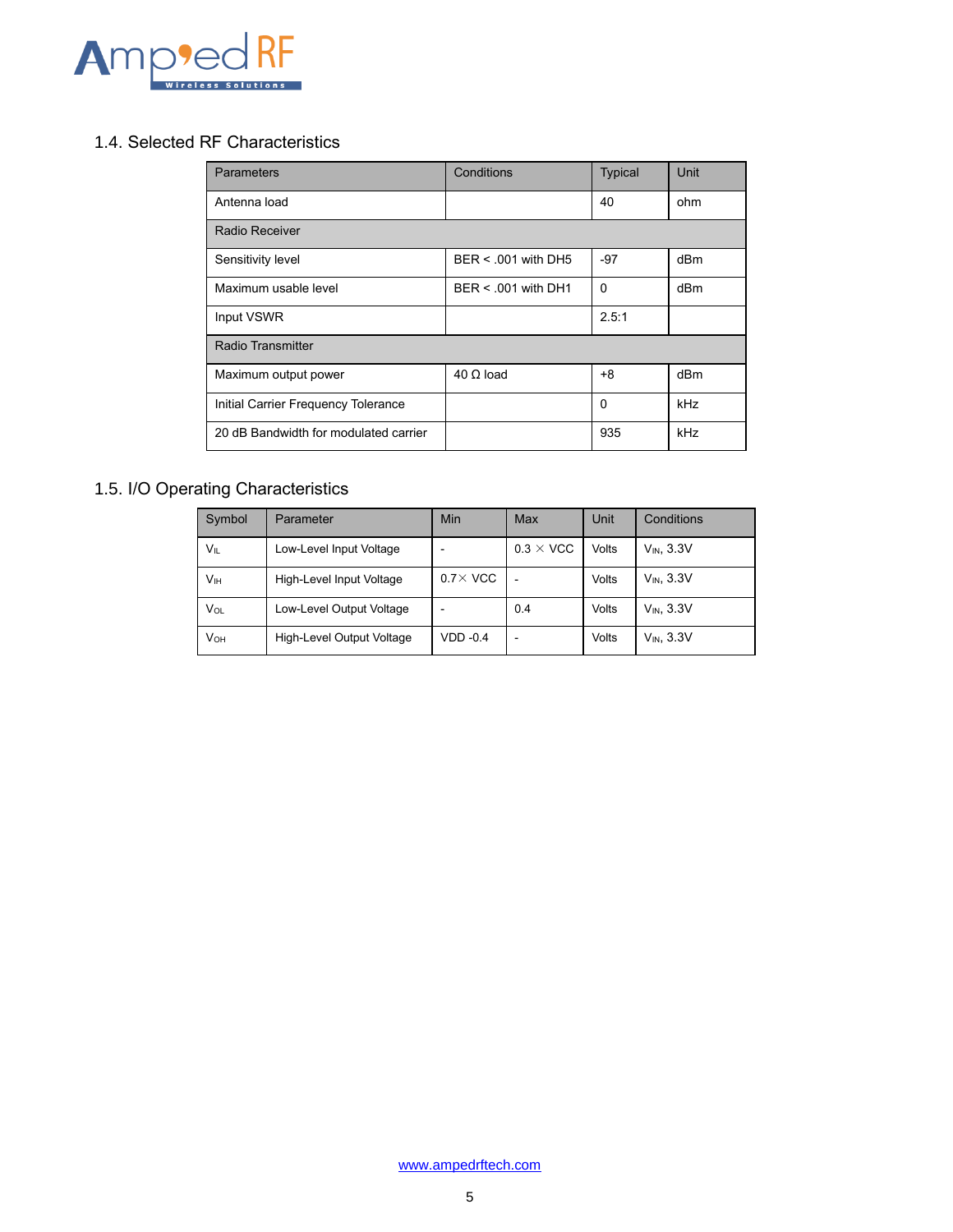## 1.4. Selected RF Characteristics

| Parameters | Conditions | Typical | Unit |
|---|---|---|---|
| Antenna load | | 40 | ohm |
| Radio Receiver | | | |
| Sensitivity level | BER < .001 with DH5 | -97 | dBm |
| Maximum usable level | BER < .001 with DH1 | 0 | dBm |
| Input VSWR | | 2.5:1 | |
| Radio Transmitter | | | |
| Maximum output power | 40 Ω load | +8 | dBm |
| Initial Carrier Frequency Tolerance | | 0 | kHz |
| 20 dB Bandwidth for modulated carrier | | 935 | kHz |

## 1.5. I/O Operating Characteristics

| Symbol | Parameter | Min | Max | Unit | Conditions |
|---|---|---|---|---|---|
| $V_{IL}$ | Low-Level Input Voltage | - | 0.3 × VCC | Volts | $V_{IN}$, 3.3V |
| $V_{IH}$ | High-Level Input Voltage | 0.7× VCC | - | Volts | $V_{IN}$, 3.3V |
| $V_{OL}$ | Low-Level Output Voltage | - | 0.4 | Volts | $V_{IN}$, 3.3V |
| $V_{OH}$ | High-Level Output Voltage | VDD -0.4 | - | Volts | $V_{IN}$, 3.3V |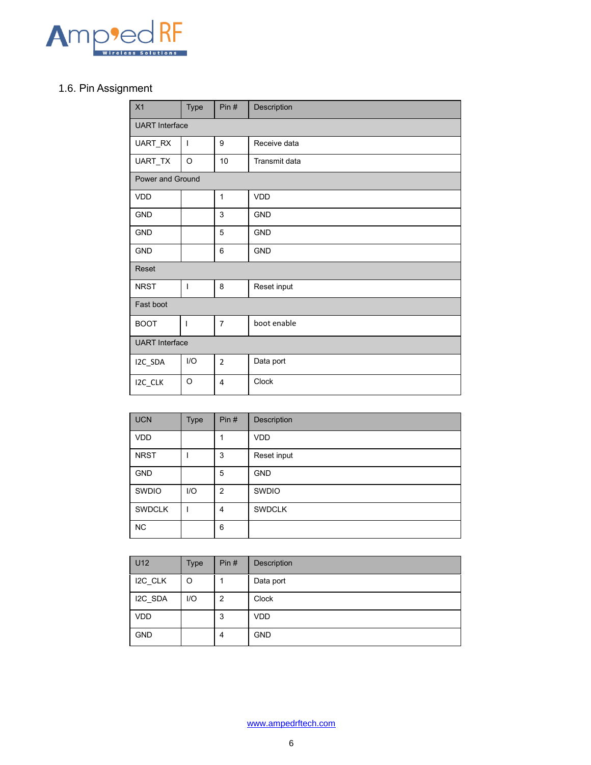## 1.6. Pin Assignment

| X1 | Type | Pin # | Description |
|---|---|---|---|
| UART Interface | | | |
| UART_RX | I | 9 | Receive data |
| UART_TX | O | 10 | Transmit data |
| Power and Ground | | | |
| VDD | | 1 | VDD |
| GND | | 3 | GND |
| GND | | 5 | GND |
| GND | | 6 | GND |
| Reset | | | |
| NRST | I | 8 | Reset input |
| Fast boot | | | |
| BOOT | I | 7 | boot enable |
| UART Interface | | | |
| I2C_SDA | I/O | 2 | Data port |
| I2C_CLK | O | 4 | Clock |

| UCN | Type | Pin # | Description |
|---|---|---|---|
| VDD | | 1 | VDD |
| NRST | I | 3 | Reset input |
| GND | | 5 | GND |
| SWDIO | I/O | 2 | SWDIO |
| SWDCLK | I | 4 | SWDCLK |
| NC | | 6 | |

| U12 | Type | Pin # | Description |
|---|---|---|---|
| I2C_CLK | O | 1 | Data port |
| I2C_SDA | I/O | 2 | Clock |
| VDD | | 3 | VDD |
| GND | | 4 | GND |

www.ampedrftech.com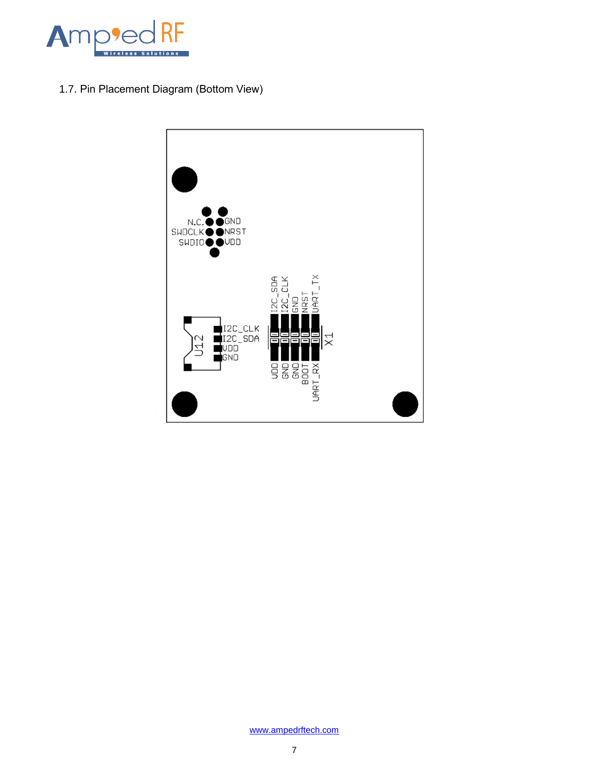## 1.7. Pin Placement Diagram (Bottom View)

N.C. GND
SWDCLK NRST
SWDIO VDD

I2C_SDA I2C_CLK GND NRST UART_TX

X1

VDD GND GND BOOT UART_RX

U12

I2C_CLK
I2C_SDA
VDD
GND

www.ampedrftech.com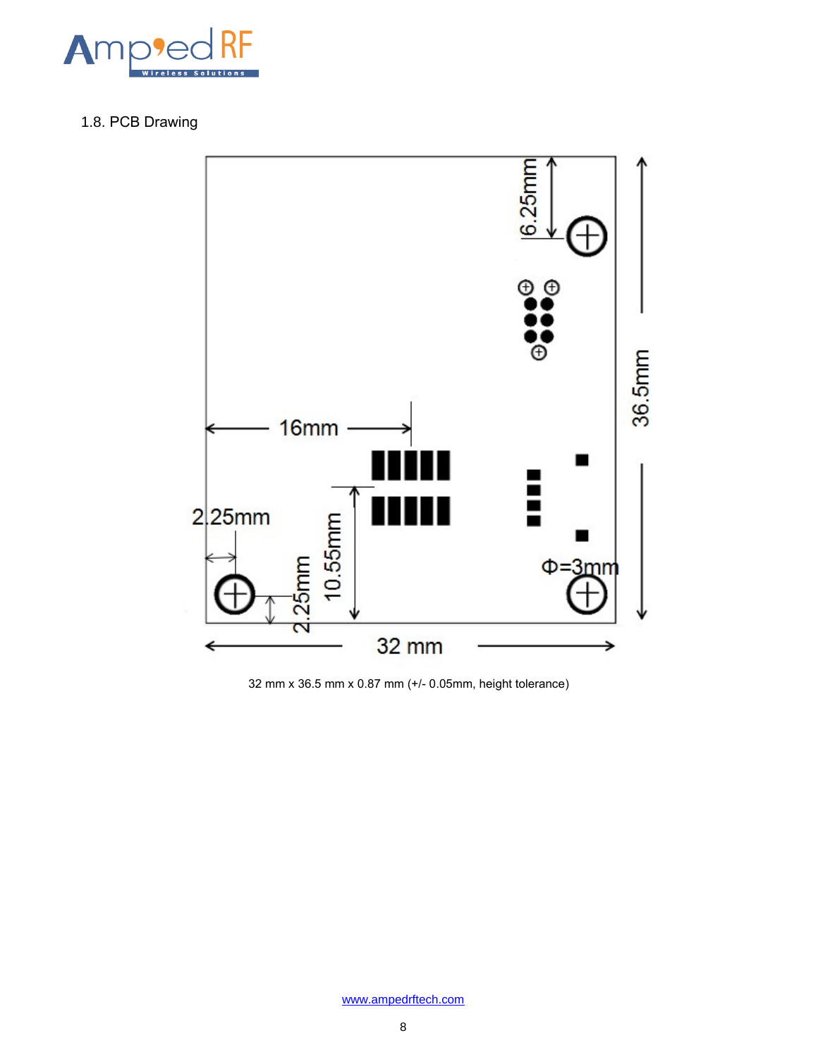## 1.8. PCB Drawing

16mm

2.25mm

2.25mm

10.55mm

6.25mm

36.5mm

Φ=3mm

32 mm

32 mm x 36.5 mm x 0.87 mm (+/- 0.05mm, height tolerance)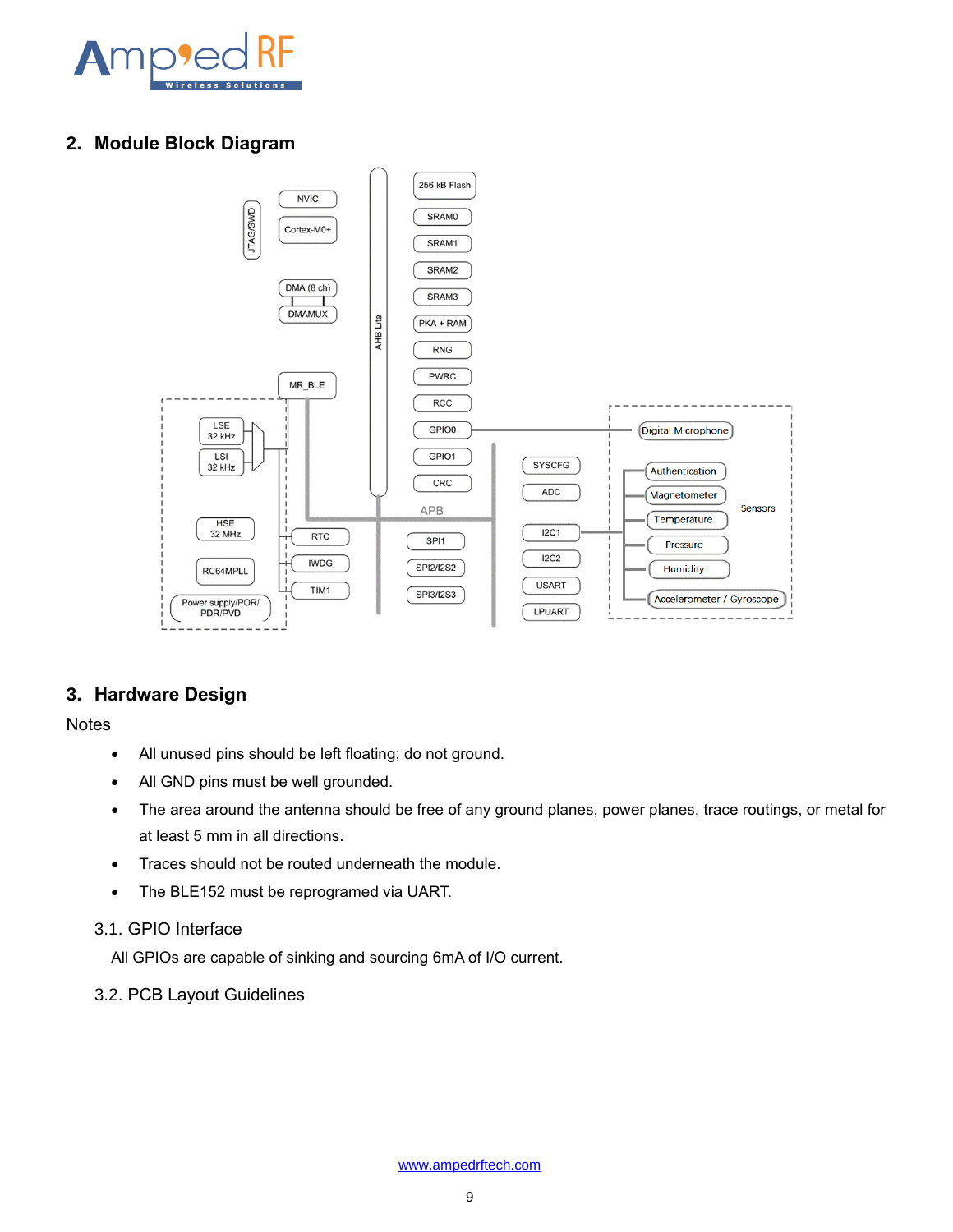## 2. Module Block Diagram

## 3. Hardware Design

Notes

- All unused pins should be left floating; do not ground.
- All GND pins must be well grounded.
- The area around the antenna should be free of any ground planes, power planes, trace routings, or metal for at least 5 mm in all directions.
- Traces should not be routed underneath the module.
- The BLE152 must be reprogramed via UART.

### 3.1. GPIO Interface

All GPIOs are capable of sinking and sourcing 6mA of I/O current.

### 3.2. PCB Layout Guidelines

www.ampedrftech.com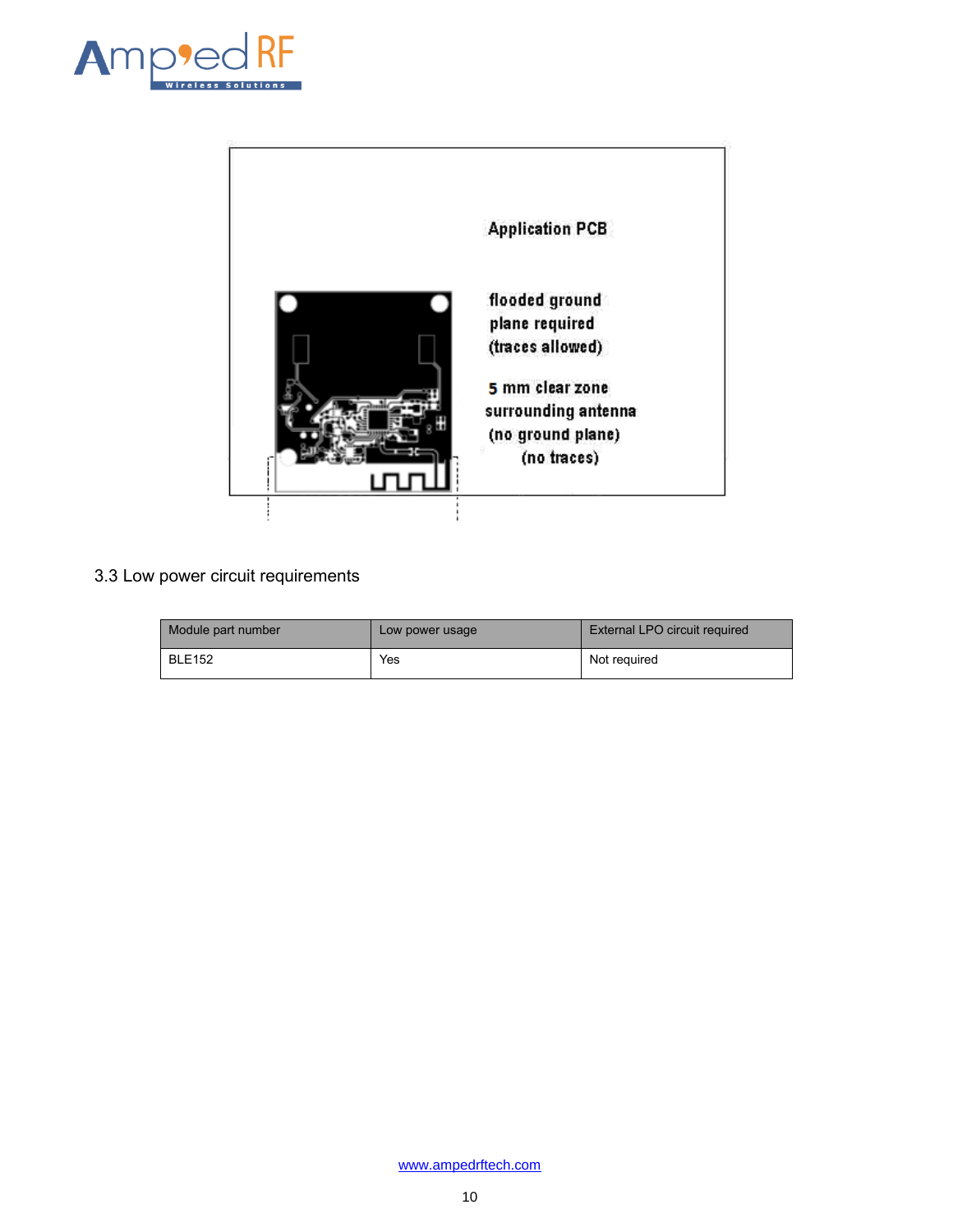Application PCB

flooded ground plane required (traces allowed)

5 mm clear zone surrounding antenna (no ground plane) (no traces)

## 3.3 Low power circuit requirements

| Module part number | Low power usage | External LPO circuit required |
|---|---|---|
| BLE152 | Yes | Not required |

www.ampedrftech.com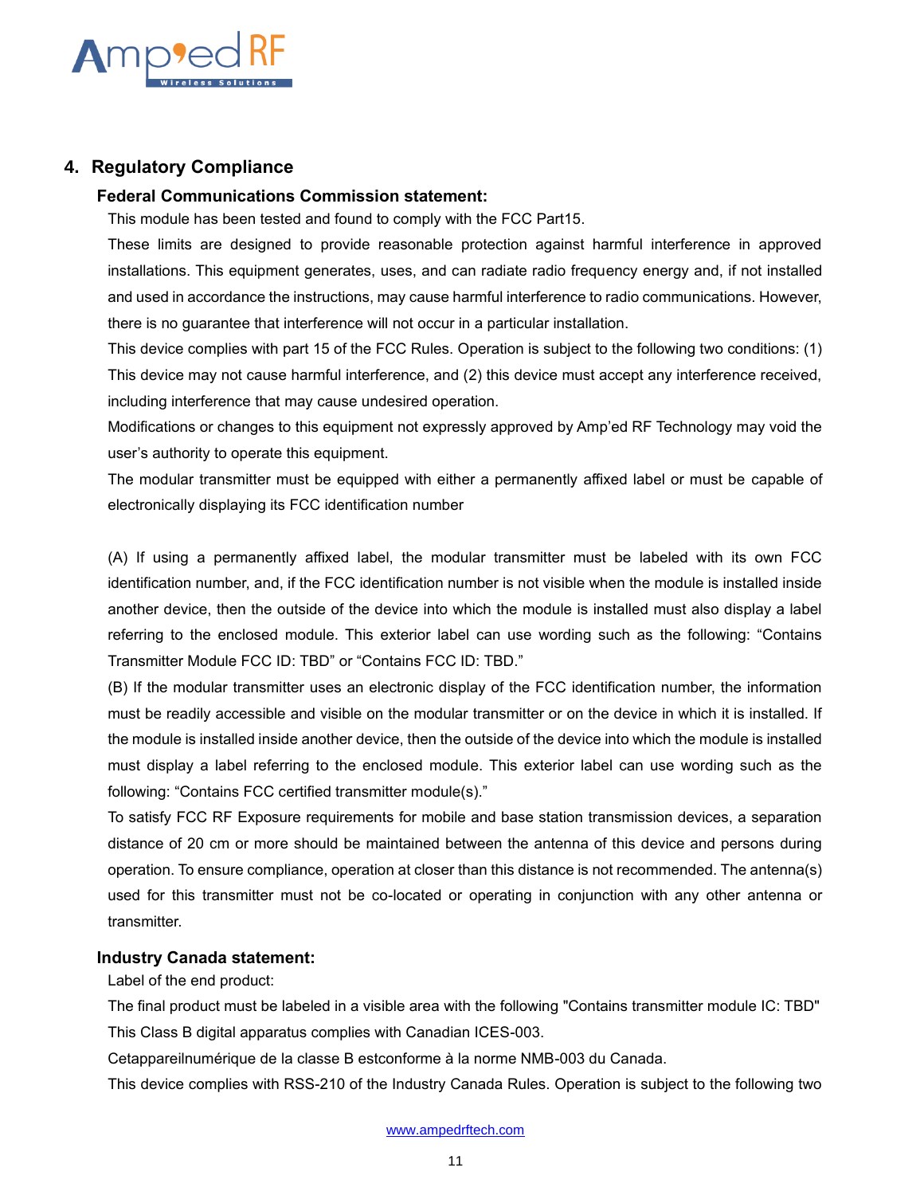## 4. Regulatory Compliance

### Federal Communications Commission statement:

This module has been tested and found to comply with the FCC Part15.

These limits are designed to provide reasonable protection against harmful interference in approved installations. This equipment generates, uses, and can radiate radio frequency energy and, if not installed and used in accordance the instructions, may cause harmful interference to radio communications. However, there is no guarantee that interference will not occur in a particular installation.

This device complies with part 15 of the FCC Rules. Operation is subject to the following two conditions: (1) This device may not cause harmful interference, and (2) this device must accept any interference received, including interference that may cause undesired operation.

Modifications or changes to this equipment not expressly approved by Amp'ed RF Technology may void the user's authority to operate this equipment.

The modular transmitter must be equipped with either a permanently affixed label or must be capable of electronically displaying its FCC identification number

(A) If using a permanently affixed label, the modular transmitter must be labeled with its own FCC identification number, and, if the FCC identification number is not visible when the module is installed inside another device, then the outside of the device into which the module is installed must also display a label referring to the enclosed module. This exterior label can use wording such as the following: "Contains Transmitter Module FCC ID: TBD" or "Contains FCC ID: TBD."

(B) If the modular transmitter uses an electronic display of the FCC identification number, the information must be readily accessible and visible on the modular transmitter or on the device in which it is installed. If the module is installed inside another device, then the outside of the device into which the module is installed must display a label referring to the enclosed module. This exterior label can use wording such as the following: "Contains FCC certified transmitter module(s)."

To satisfy FCC RF Exposure requirements for mobile and base station transmission devices, a separation distance of 20 cm or more should be maintained between the antenna of this device and persons during operation. To ensure compliance, operation at closer than this distance is not recommended. The antenna(s) used for this transmitter must not be co-located or operating in conjunction with any other antenna or transmitter.

### Industry Canada statement:

Label of the end product:

The final product must be labeled in a visible area with the following "Contains transmitter module IC: TBD"

This Class B digital apparatus complies with Canadian ICES-003.

Cetappareilnumérique de la classe B estconforme à la norme NMB-003 du Canada.

This device complies with RSS-210 of the Industry Canada Rules. Operation is subject to the following two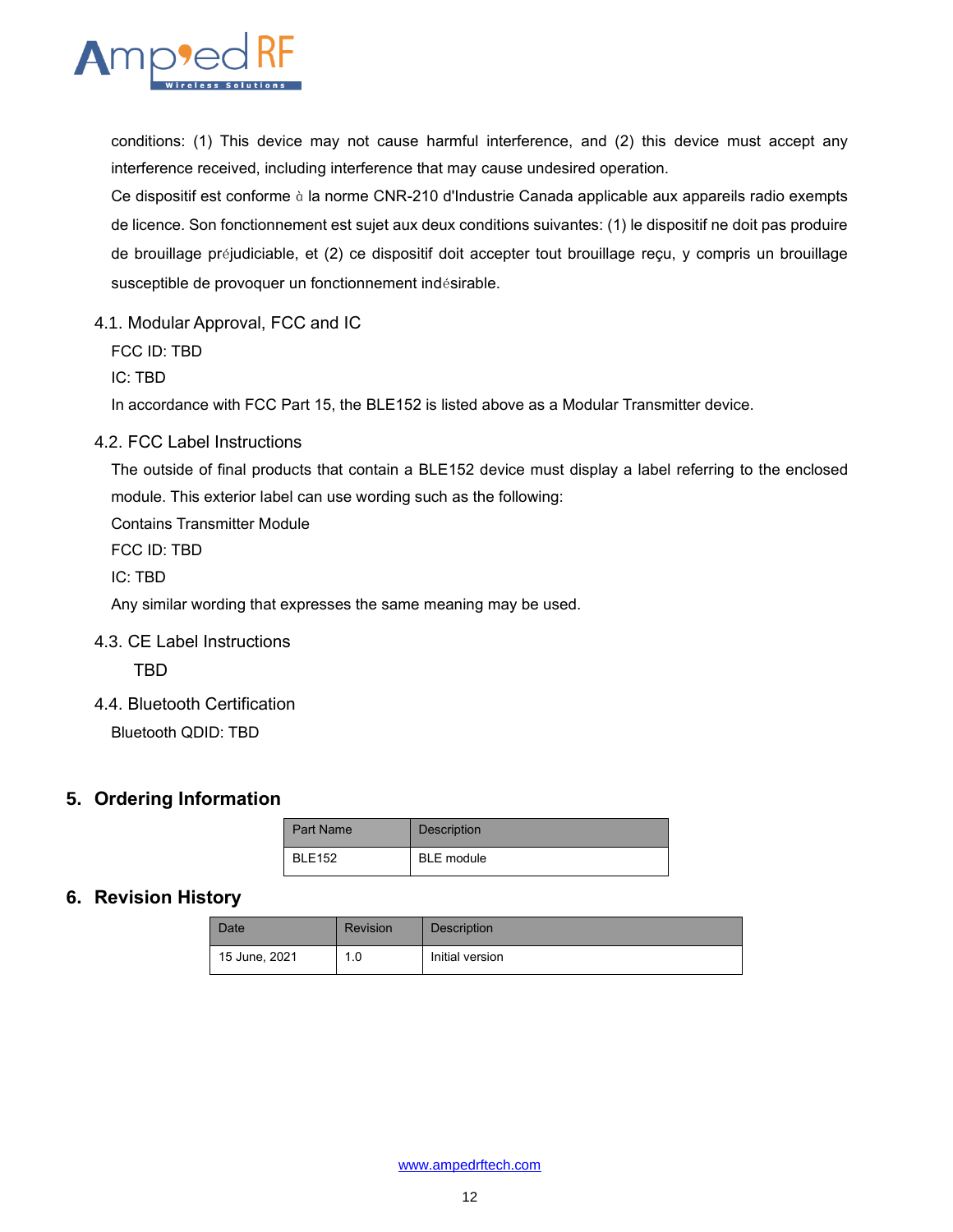conditions: (1) This device may not cause harmful interference, and (2) this device must accept any interference received, including interference that may cause undesired operation.

Ce dispositif est conforme à la norme CNR-210 d'Industrie Canada applicable aux appareils radio exempts de licence. Son fonctionnement est sujet aux deux conditions suivantes: (1) le dispositif ne doit pas produire de brouillage préjudiciable, et (2) ce dispositif doit accepter tout brouillage reçu, y compris un brouillage susceptible de provoquer un fonctionnement indésirable.

### 4.1. Modular Approval, FCC and IC

FCC ID: TBD

IC: TBD

In accordance with FCC Part 15, the BLE152 is listed above as a Modular Transmitter device.

### 4.2. FCC Label Instructions

The outside of final products that contain a BLE152 device must display a label referring to the enclosed module. This exterior label can use wording such as the following:

Contains Transmitter Module

FCC ID: TBD

IC: TBD

Any similar wording that expresses the same meaning may be used.

### 4.3. CE Label Instructions

TBD

### 4.4. Bluetooth Certification

Bluetooth QDID: TBD

## 5. Ordering Information

| Part Name | Description |
|---|---|
| BLE152 | BLE module |

## 6. Revision History

| Date | Revision | Description |
|---|---|---|
| 15 June, 2021 | 1.0 | Initial version |

www.ampedrftech.com